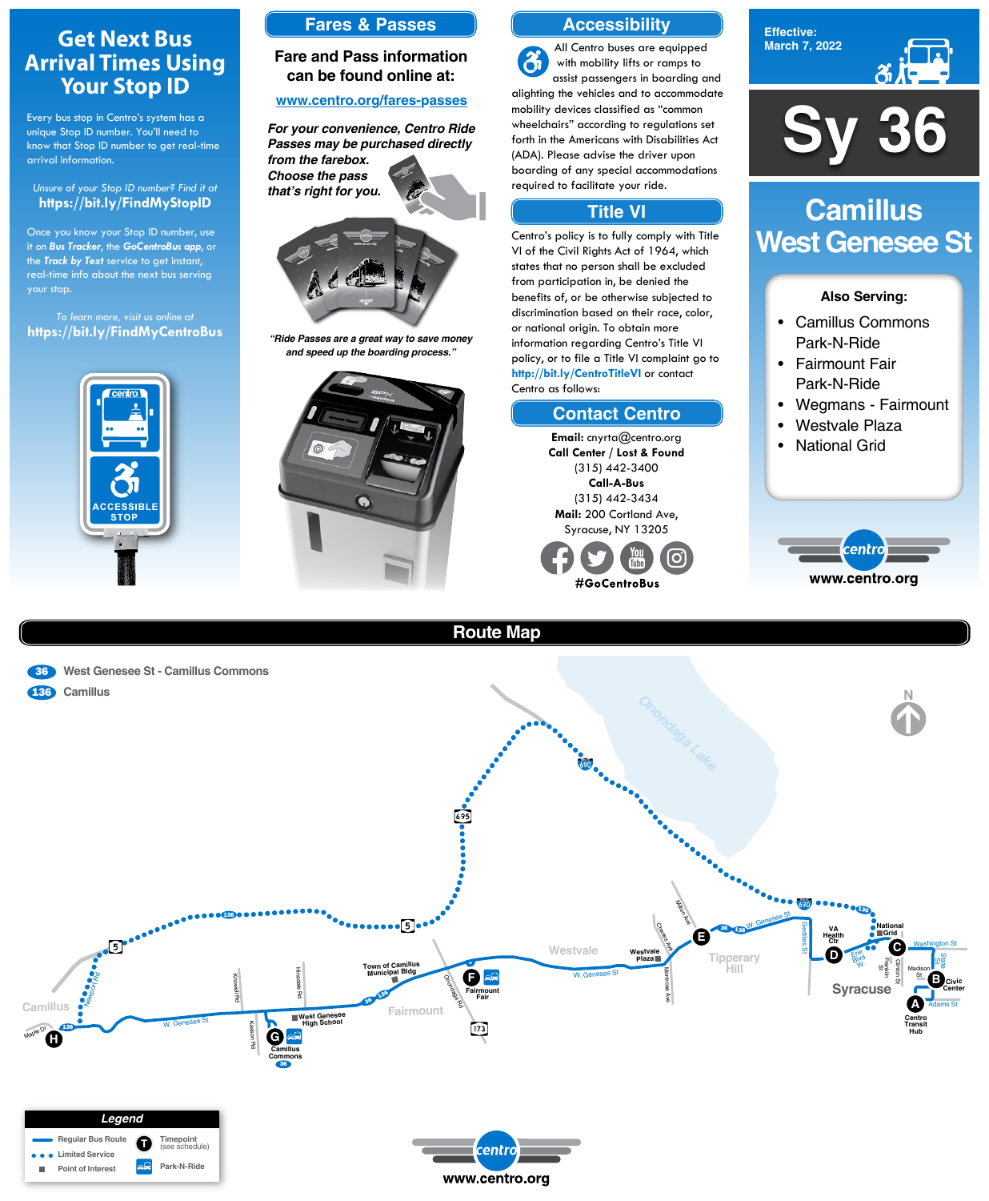# Get Next Bus Arrival Times Using Your Stop ID

Every bus stop in Centro's system has a unique Stop ID number. You'll need to know that Stop ID number to get real-time arrival information.

*Unsure of your Stop ID number? Find it at*
**https://bit.ly/FindMyStopID**

Once you know your Stop ID number, use it on ***Bus Tracker***, the ***GoCentroBus app***, or the ***Track by Text*** service to get instant, real-time info about the next bus serving your stop.

*To learn more, visit us online at*
**https://bit.ly/FindMyCentroBus**

centro
ACCESSIBLE STOP

## Fares & Passes

**Fare and Pass information can be found online at:**

**www.centro.org/fares-passes**

***For your convenience, Centro Ride Passes may be purchased directly from the farebox. Choose the pass that's right for you.***

***"Ride Passes are a great way to save money and speed up the boarding process."***

## Accessibility

All Centro buses are equipped with mobility lifts or ramps to assist passengers in boarding and alighting the vehicles and to accommodate mobility devices classified as "common wheelchairs" according to regulations set forth in the Americans with Disabilities Act (ADA). Please advise the driver upon boarding of any special accommodations required to facilitate your ride.

## Title VI

Centro's policy is to fully comply with Title VI of the Civil Rights Act of 1964, which states that no person shall be excluded from participation in, be denied the benefits of, or be otherwise subjected to discrimination based on their race, color, or national origin. To obtain more information regarding Centro's Title VI policy, or to file a Title VI complaint go to **http://bit.ly/CentroTitleVI** or contact Centro as follows:

## Contact Centro

**Email:** cnyrta@centro.org
**Call Center / Lost & Found**
(315) 442-3400
**Call-A-Bus**
(315) 442-3434
**Mail:** 200 Cortland Ave, Syracuse, NY 13205

**#GoCentroBus**

Effective: March 7, 2022

# Sy 36

# Camillus West Genesee St

**Also Serving:**

- Camillus Commons Park-N-Ride
- Fairmount Fair Park-N-Ride
- Wegmans - Fairmount
- Westvale Plaza
- National Grid

centro
**www.centro.org**

## Route Map

- **36** West Genesee St - Camillus Commons
- **136** Camillus

Timepoints: A Centro Transit Hub; B Civic Center; C National Grid; D VA Health Ctr; E Milton Ave / W. Genesee St; F Fairmount Fair; G Camillus Commons; H Maple Dr

### Legend

- Regular Bus Route
- Limited Service
- Point of Interest
- T Timepoint (see schedule)
- Park-N-Ride

centro
**www.centro.org**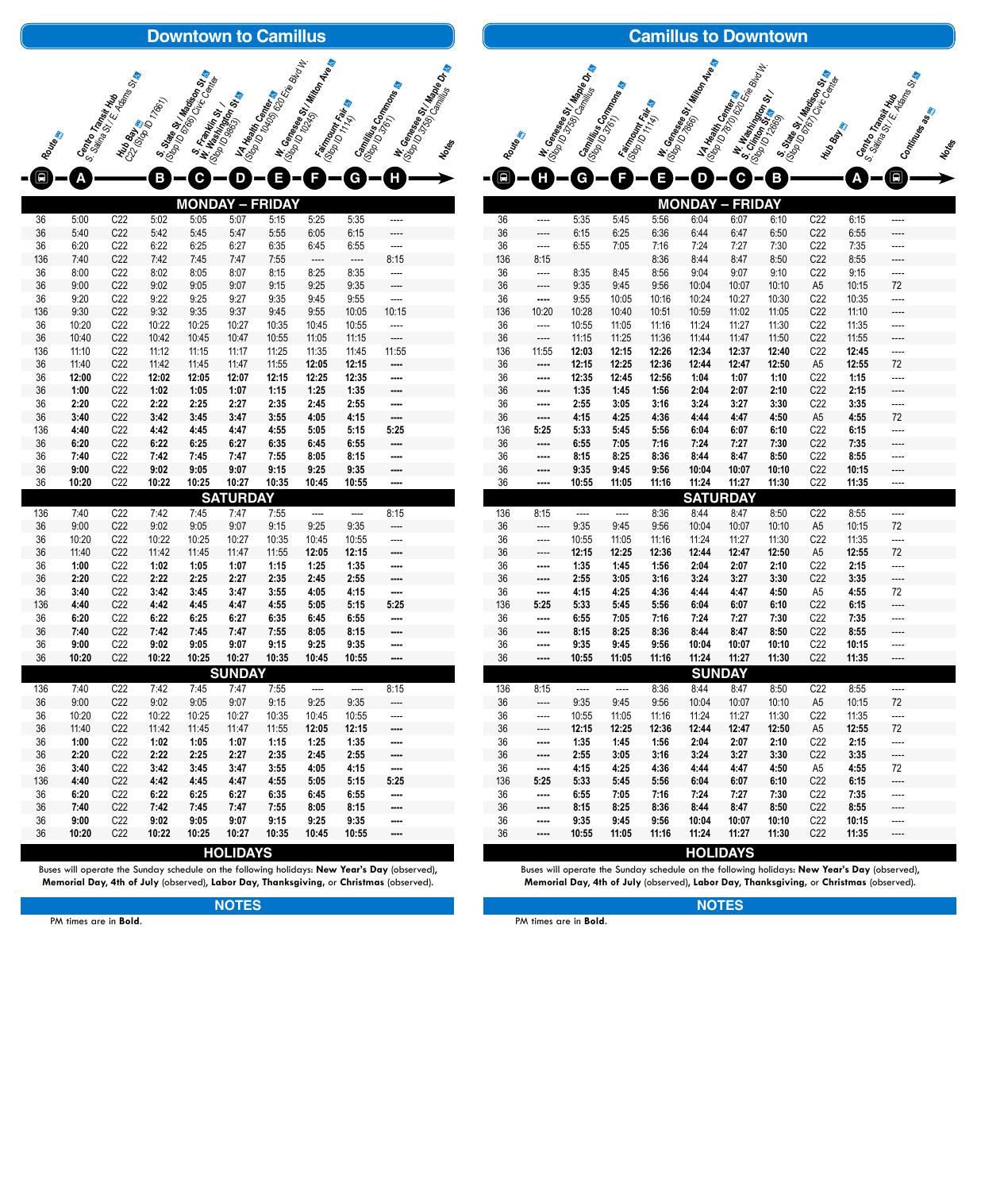## Downtown to Camillus

| Route | A Centro Transit Hub S. Salina St / E. Adams St | Hub Bay C22 (Stop ID 17661) | B S. State St / Madison St (Stop ID 6766) Civic Center | C S. Franklin St / W. Washington St (Stop ID 9863) | D VA Health Center (Stop ID 10405) 620 Erie Blvd W. | E W. Genesee St / Milton Ave (Stop ID 10245) | F Fairmount Fair (Stop ID 1114) | G Camillus Commons (Stop ID 3761) | H W. Genesee St / Maple Dr (Stop ID 3758) Camillus | Notes |
|---|---|---|---|---|---|---|---|---|---|---|
| **MONDAY – FRIDAY** | | | | | | | | | | |
| 36 | 5:00 | C22 | 5:02 | 5:05 | 5:07 | 5:15 | 5:25 | 5:35 | ---- | |
| 36 | 5:40 | C22 | 5:42 | 5:45 | 5:47 | 5:55 | 6:05 | 6:15 | ---- | |
| 36 | 6:20 | C22 | 6:22 | 6:25 | 6:27 | 6:35 | 6:45 | 6:55 | ---- | |
| 136 | 7:40 | C22 | 7:42 | 7:45 | 7:47 | 7:55 | ---- | ---- | 8:15 | |
| 36 | 8:00 | C22 | 8:02 | 8:05 | 8:07 | 8:15 | 8:25 | 8:35 | ---- | |
| 36 | 9:00 | C22 | 9:02 | 9:05 | 9:07 | 9:15 | 9:25 | 9:35 | ---- | |
| 36 | 9:20 | C22 | 9:22 | 9:25 | 9:27 | 9:35 | 9:45 | 9:55 | ---- | |
| 136 | 9:30 | C22 | 9:32 | 9:35 | 9:37 | 9:45 | 9:55 | 10:05 | 10:15 | |
| 36 | 10:20 | C22 | 10:22 | 10:25 | 10:27 | 10:35 | 10:45 | 10:55 | ---- | |
| 36 | 10:40 | C22 | 10:42 | 10:45 | 10:47 | 10:55 | 11:05 | 11:15 | ---- | |
| 136 | 11:10 | C22 | 11:12 | 11:15 | 11:17 | 11:25 | 11:35 | 11:45 | 11:55 | |
| 36 | 11:40 | C22 | 11:42 | 11:45 | 11:47 | 11:55 | **12:05** | **12:15** | ---- | |
| 36 | **12:00** | C22 | **12:02** | **12:05** | **12:07** | **12:15** | **12:25** | **12:35** | ---- | |
| 36 | **1:00** | C22 | **1:02** | **1:05** | **1:07** | **1:15** | **1:25** | **1:35** | ---- | |
| 36 | **2:20** | C22 | **2:22** | **2:25** | **2:27** | **2:35** | **2:45** | **2:55** | ---- | |
| 36 | **3:40** | C22 | **3:42** | **3:45** | **3:47** | **3:55** | **4:05** | **4:15** | ---- | |
| 136 | **4:40** | C22 | **4:42** | **4:45** | **4:47** | **4:55** | **5:05** | **5:15** | **5:25** | |
| 36 | **6:20** | C22 | **6:22** | **6:25** | **6:27** | **6:35** | **6:45** | **6:55** | ---- | |
| 36 | **7:40** | C22 | **7:42** | **7:45** | **7:47** | **7:55** | **8:05** | **8:15** | ---- | |
| 36 | **9:00** | C22 | **9:02** | **9:05** | **9:07** | **9:15** | **9:25** | **9:35** | ---- | |
| 36 | **10:20** | C22 | **10:22** | **10:25** | **10:27** | **10:35** | **10:45** | **10:55** | ---- | |
| **SATURDAY** | | | | | | | | | | |
| 136 | 7:40 | C22 | 7:42 | 7:45 | 7:47 | 7:55 | ---- | ---- | 8:15 | |
| 36 | 9:00 | C22 | 9:02 | 9:05 | 9:07 | 9:15 | 9:25 | 9:35 | ---- | |
| 36 | 10:20 | C22 | 10:22 | 10:25 | 10:27 | 10:35 | 10:45 | 10:55 | ---- | |
| 36 | 11:40 | C22 | 11:42 | 11:45 | 11:47 | 11:55 | **12:05** | **12:15** | ---- | |
| 36 | **1:00** | C22 | **1:02** | **1:05** | **1:07** | **1:15** | **1:25** | **1:35** | ---- | |
| 36 | **2:20** | C22 | **2:22** | **2:25** | **2:27** | **2:35** | **2:45** | **2:55** | ---- | |
| 36 | **3:40** | C22 | **3:42** | **3:45** | **3:47** | **3:55** | **4:05** | **4:15** | ---- | |
| 136 | **4:40** | C22 | **4:42** | **4:45** | **4:47** | **4:55** | **5:05** | **5:15** | **5:25** | |
| 36 | **6:20** | C22 | **6:22** | **6:25** | **6:27** | **6:35** | **6:45** | **6:55** | ---- | |
| 36 | **7:40** | C22 | **7:42** | **7:45** | **7:47** | **7:55** | **8:05** | **8:15** | ---- | |
| 36 | **9:00** | C22 | **9:02** | **9:05** | **9:07** | **9:15** | **9:25** | **9:35** | ---- | |
| 36 | **10:20** | C22 | **10:22** | **10:25** | **10:27** | **10:35** | **10:45** | **10:55** | ---- | |
| **SUNDAY** | | | | | | | | | | |
| 136 | 7:40 | C22 | 7:42 | 7:45 | 7:47 | 7:55 | ---- | ---- | 8:15 | |
| 36 | 9:00 | C22 | 9:02 | 9:05 | 9:07 | 9:15 | 9:25 | 9:35 | ---- | |
| 36 | 10:20 | C22 | 10:22 | 10:25 | 10:27 | 10:35 | 10:45 | 10:55 | ---- | |
| 36 | 11:40 | C22 | 11:42 | 11:45 | 11:47 | 11:55 | **12:05** | **12:15** | ---- | |
| 36 | **1:00** | C22 | **1:02** | **1:05** | **1:07** | **1:15** | **1:25** | **1:35** | ---- | |
| 36 | **2:20** | C22 | **2:22** | **2:25** | **2:27** | **2:35** | **2:45** | **2:55** | ---- | |
| 36 | **3:40** | C22 | **3:42** | **3:45** | **3:47** | **3:55** | **4:05** | **4:15** | ---- | |
| 136 | **4:40** | C22 | **4:42** | **4:45** | **4:47** | **4:55** | **5:05** | **5:15** | **5:25** | |
| 36 | **6:20** | C22 | **6:22** | **6:25** | **6:27** | **6:35** | **6:45** | **6:55** | ---- | |
| 36 | **7:40** | C22 | **7:42** | **7:45** | **7:47** | **7:55** | **8:05** | **8:15** | ---- | |
| 36 | **9:00** | C22 | **9:02** | **9:05** | **9:07** | **9:15** | **9:25** | **9:35** | ---- | |
| 36 | **10:20** | C22 | **10:22** | **10:25** | **10:27** | **10:35** | **10:45** | **10:55** | ---- | |

### HOLIDAYS

Buses will operate the Sunday schedule on the following holidays: **New Year's Day** (observed), **Memorial Day**, **4th of July** (observed), **Labor Day**, **Thanksgiving**, or **Christmas** (observed).

### NOTES

PM times are in **Bold**.

## Camillus to Downtown

| Route | H W. Genesee St / Maple Dr (Stop ID 3758) Camillus | G Camillus Commons (Stop ID 3761) | F Fairmount Fair (Stop ID 1114) | E W. Genesee St / Milton Ave (Stop ID 7666) | D VA Health Center (Stop ID 7870) 620 Erie Blvd W. | C W. Washington St / S. Clinton St (Stop ID 12669) | B S. State St / Madison St (Stop ID 6767) Civic Center | Hub Bay | A Centro Transit Hub S. Salina St / E. Adams St | Continues as | Notes |
|---|---|---|---|---|---|---|---|---|---|---|---|
| **MONDAY – FRIDAY** | | | | | | | | | | | |
| 36 | ---- | 5:35 | 5:45 | 5:56 | 6:04 | 6:07 | 6:10 | C22 | 6:15 | ---- | |
| 36 | ---- | 6:15 | 6:25 | 6:36 | 6:44 | 6:47 | 6:50 | C22 | 6:55 | ---- | |
| 36 | ---- | 6:55 | 7:05 | 7:16 | 7:24 | 7:27 | 7:30 | C22 | 7:35 | ---- | |
| 136 | 8:15 | | | 8:36 | 8:44 | 8:47 | 8:50 | C22 | 8:55 | ---- | |
| 36 | ---- | 8:35 | 8:45 | 8:56 | 9:04 | 9:07 | 9:10 | C22 | 9:15 | ---- | |
| 36 | ---- | 9:35 | 9:45 | 9:56 | 10:04 | 10:07 | 10:10 | A5 | 10:15 | 72 | |
| 36 | ---- | 9:55 | 10:05 | 10:16 | 10:24 | 10:27 | 10:30 | C22 | 10:35 | ---- | |
| 136 | 10:20 | 10:28 | 10:40 | 10:51 | 10:59 | 11:02 | 11:05 | C22 | 11:10 | ---- | |
| 36 | ---- | 10:55 | 11:05 | 11:16 | 11:24 | 11:27 | 11:30 | C22 | 11:35 | ---- | |
| 36 | ---- | 11:15 | 11:25 | 11:36 | 11:44 | 11:47 | 11:50 | C22 | 11:55 | ---- | |
| 136 | 11:55 | **12:03** | **12:15** | **12:26** | **12:34** | **12:37** | **12:40** | C22 | **12:45** | ---- | |
| 36 | ---- | **12:15** | **12:25** | **12:36** | **12:44** | **12:47** | **12:50** | A5 | **12:55** | 72 | |
| 36 | ---- | **12:35** | **12:45** | **12:56** | **1:04** | **1:07** | **1:10** | C22 | **1:15** | ---- | |
| 36 | ---- | **1:35** | **1:45** | **1:56** | **2:04** | **2:07** | **2:10** | C22 | **2:15** | ---- | |
| 36 | ---- | **2:55** | **3:05** | **3:16** | **3:24** | **3:27** | **3:30** | C22 | **3:35** | ---- | |
| 36 | ---- | **4:15** | **4:25** | **4:36** | **4:44** | **4:47** | **4:50** | A5 | **4:55** | 72 | |
| 136 | **5:25** | **5:33** | **5:45** | **5:56** | **6:04** | **6:07** | **6:10** | C22 | **6:15** | ---- | |
| 36 | ---- | **6:55** | **7:05** | **7:16** | **7:24** | **7:27** | **7:30** | C22 | **7:35** | ---- | |
| 36 | ---- | **8:15** | **8:25** | **8:36** | **8:44** | **8:47** | **8:50** | C22 | **8:55** | ---- | |
| 36 | ---- | **9:35** | **9:45** | **9:56** | **10:04** | **10:07** | **10:10** | C22 | **10:15** | ---- | |
| 36 | ---- | **10:55** | **11:05** | **11:16** | **11:24** | **11:27** | **11:30** | C22 | **11:35** | ---- | |
| **SATURDAY** | | | | | | | | | | | |
| 136 | 8:15 | ---- | ---- | 8:36 | 8:44 | 8:47 | 8:50 | C22 | 8:55 | ---- | |
| 36 | ---- | 9:35 | 9:45 | 9:56 | 10:04 | 10:07 | 10:10 | A5 | 10:15 | 72 | |
| 36 | ---- | 10:55 | 11:05 | 11:16 | 11:24 | 11:27 | 11:30 | C22 | 11:35 | ---- | |
| 36 | ---- | **12:15** | **12:25** | **12:36** | **12:44** | **12:47** | **12:50** | A5 | **12:55** | 72 | |
| 36 | ---- | **1:35** | **1:45** | **1:56** | **2:04** | **2:07** | **2:10** | C22 | **2:15** | ---- | |
| 36 | ---- | **2:55** | **3:05** | **3:16** | **3:24** | **3:27** | **3:30** | C22 | **3:35** | ---- | |
| 36 | ---- | **4:15** | **4:25** | **4:36** | **4:44** | **4:47** | **4:50** | A5 | **4:55** | 72 | |
| 136 | **5:25** | **5:33** | **5:45** | **5:56** | **6:04** | **6:07** | **6:10** | C22 | **6:15** | ---- | |
| 36 | ---- | **6:55** | **7:05** | **7:16** | **7:24** | **7:27** | **7:30** | C22 | **7:35** | ---- | |
| 36 | ---- | **8:15** | **8:25** | **8:36** | **8:44** | **8:47** | **8:50** | C22 | **8:55** | ---- | |
| 36 | ---- | **9:35** | **9:45** | **9:56** | **10:04** | **10:07** | **10:10** | C22 | **10:15** | ---- | |
| 36 | ---- | **10:55** | **11:05** | **11:16** | **11:24** | **11:27** | **11:30** | C22 | **11:35** | ---- | |
| **SUNDAY** | | | | | | | | | | | |
| 136 | 8:15 | ---- | ---- | 8:36 | 8:44 | 8:47 | 8:50 | C22 | 8:55 | ---- | |
| 36 | ---- | 9:35 | 9:45 | 9:56 | 10:04 | 10:07 | 10:10 | A5 | 10:15 | 72 | |
| 36 | ---- | 10:55 | 11:05 | 11:16 | 11:24 | 11:27 | 11:30 | C22 | 11:35 | ---- | |
| 36 | ---- | **12:15** | **12:25** | **12:36** | **12:44** | **12:47** | **12:50** | A5 | **12:55** | 72 | |
| 36 | ---- | **1:35** | **1:45** | **1:56** | **2:04** | **2:07** | **2:10** | C22 | **2:15** | ---- | |
| 36 | ---- | **2:55** | **3:05** | **3:16** | **3:24** | **3:27** | **3:30** | C22 | **3:35** | ---- | |
| 36 | ---- | **4:15** | **4:25** | **4:36** | **4:44** | **4:47** | **4:50** | A5 | **4:55** | 72 | |
| 136 | **5:25** | **5:33** | **5:45** | **5:56** | **6:04** | **6:07** | **6:10** | C22 | **6:15** | ---- | |
| 36 | ---- | **6:55** | **7:05** | **7:16** | **7:24** | **7:27** | **7:30** | C22 | **7:35** | ---- | |
| 36 | ---- | **8:15** | **8:25** | **8:36** | **8:44** | **8:47** | **8:50** | C22 | **8:55** | ---- | |
| 36 | ---- | **9:35** | **9:45** | **9:56** | **10:04** | **10:07** | **10:10** | C22 | **10:15** | ---- | |
| 36 | ---- | **10:55** | **11:05** | **11:16** | **11:24** | **11:27** | **11:30** | C22 | **11:35** | ---- | |

### HOLIDAYS

Buses will operate the Sunday schedule on the following holidays: **New Year's Day** (observed), **Memorial Day**, **4th of July** (observed), **Labor Day**, **Thanksgiving**, or **Christmas** (observed).

### NOTES

PM times are in **Bold**.